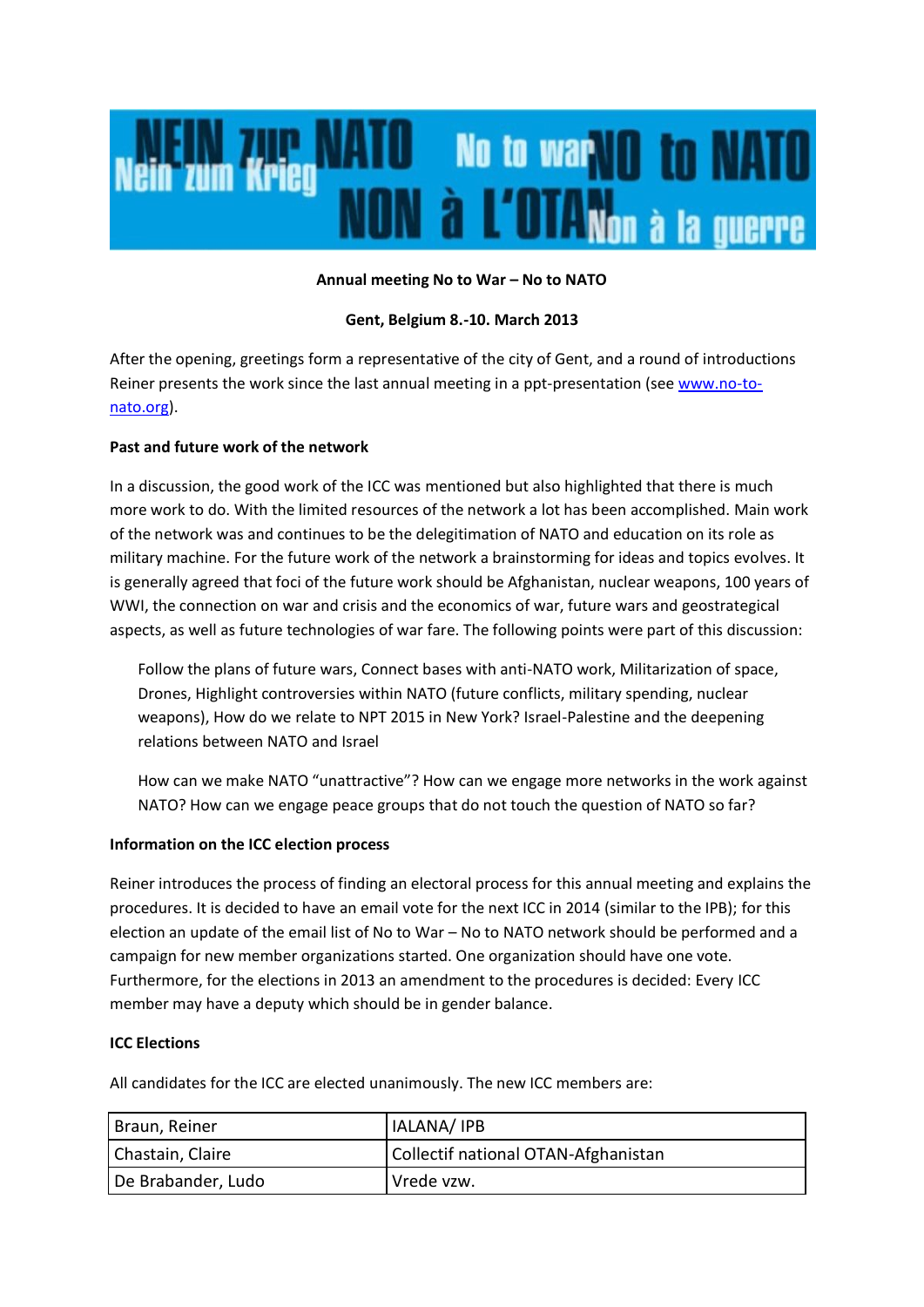NEIN zur NATO Nein zum Krieg No to war NO to NATO NON à L'OTAN Non à la guerre

**Annual meeting No to War – No to NATO**

**Gent, Belgium 8.-10. March 2013**

After the opening, greetings form a representative of the city of Gent, and a round of introductions Reiner presents the work since the last annual meeting in a ppt-presentation (see [www.no-to-nato.org](www.no-to-nato.org)).

**Past and future work of the network**

In a discussion, the good work of the ICC was mentioned but also highlighted that there is much more work to do. With the limited resources of the network a lot has been accomplished. Main work of the network was and continues to be the delegitimation of NATO and education on its role as military machine. For the future work of the network a brainstorming for ideas and topics evolves. It is generally agreed that foci of the future work should be Afghanistan, nuclear weapons, 100 years of WWI, the connection on war and crisis and the economics of war, future wars and geostrategical aspects, as well as future technologies of war fare. The following points were part of this discussion:

> Follow the plans of future wars, Connect bases with anti-NATO work, Militarization of space, Drones, Highlight controversies within NATO (future conflicts, military spending, nuclear weapons), How do we relate to NPT 2015 in New York? Israel-Palestine and the deepening relations between NATO and Israel
>
> How can we make NATO "unattractive"? How can we engage more networks in the work against NATO? How can we engage peace groups that do not touch the question of NATO so far?

**Information on the ICC election process**

Reiner introduces the process of finding an electoral process for this annual meeting and explains the procedures. It is decided to have an email vote for the next ICC in 2014 (similar to the IPB); for this election an update of the email list of No to War – No to NATO network should be performed and a campaign for new member organizations started. One organization should have one vote. Furthermore, for the elections in 2013 an amendment to the procedures is decided: Every ICC member may have a deputy which should be in gender balance.

**ICC Elections**

All candidates for the ICC are elected unanimously. The new ICC members are:

| | |
|---|---|
| Braun, Reiner | IALANA/ IPB |
| Chastain, Claire | Collectif national OTAN-Afghanistan |
| De Brabander, Ludo | Vrede vzw. |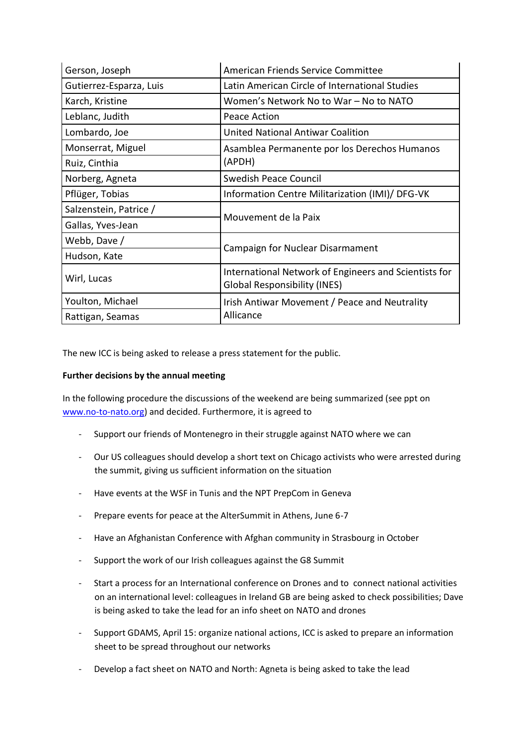| | |
|---|---|
| Gerson, Joseph | American Friends Service Committee |
| Gutierrez-Esparza, Luis | Latin American Circle of International Studies |
| Karch, Kristine | Women's Network No to War – No to NATO |
| Leblanc, Judith | Peace Action |
| Lombardo, Joe | United National Antiwar Coalition |
| Monserrat, Miguel | Asamblea Permanente por los Derechos Humanos (APDH) |
| Ruiz, Cinthia | |
| Norberg, Agneta | Swedish Peace Council |
| Pflüger, Tobias | Information Centre Militarization (IMI)/ DFG-VK |
| Salzenstein, Patrice / | Mouvement de la Paix |
| Gallas, Yves-Jean | |
| Webb, Dave / | Campaign for Nuclear Disarmament |
| Hudson, Kate | |
| Wirl, Lucas | International Network of Engineers and Scientists for Global Responsibility (INES) |
| Youlton, Michael | Irish Antiwar Movement / Peace and Neutrality Allicance |
| Rattigan, Seamas | |

The new ICC is being asked to release a press statement for the public.

**Further decisions by the annual meeting**

In the following procedure the discussions of the weekend are being summarized (see ppt on www.no-to-nato.org) and decided. Furthermore, it is agreed to

- Support our friends of Montenegro in their struggle against NATO where we can
- Our US colleagues should develop a short text on Chicago activists who were arrested during the summit, giving us sufficient information on the situation
- Have events at the WSF in Tunis and the NPT PrepCom in Geneva
- Prepare events for peace at the AlterSummit in Athens, June 6-7
- Have an Afghanistan Conference with Afghan community in Strasbourg in October
- Support the work of our Irish colleagues against the G8 Summit
- Start a process for an International conference on Drones and to connect national activities on an international level: colleagues in Ireland GB are being asked to check possibilities; Dave is being asked to take the lead for an info sheet on NATO and drones
- Support GDAMS, April 15: organize national actions, ICC is asked to prepare an information sheet to be spread throughout our networks
- Develop a fact sheet on NATO and North: Agneta is being asked to take the lead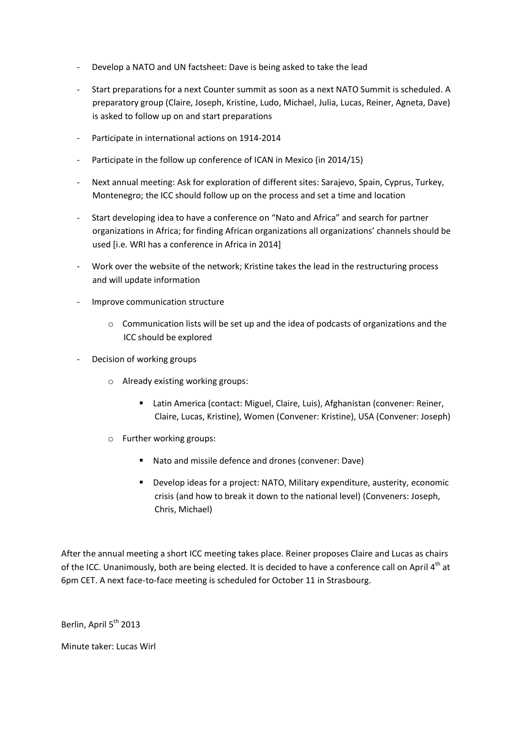- Develop a NATO and UN factsheet: Dave is being asked to take the lead
- Start preparations for a next Counter summit as soon as a next NATO Summit is scheduled. A preparatory group (Claire, Joseph, Kristine, Ludo, Michael, Julia, Lucas, Reiner, Agneta, Dave) is asked to follow up on and start preparations
- Participate in international actions on 1914-2014
- Participate in the follow up conference of ICAN in Mexico (in 2014/15)
- Next annual meeting: Ask for exploration of different sites: Sarajevo, Spain, Cyprus, Turkey, Montenegro; the ICC should follow up on the process and set a time and location
- Start developing idea to have a conference on "Nato and Africa" and search for partner organizations in Africa; for finding African organizations all organizations' channels should be used [i.e. WRI has a conference in Africa in 2014]
- Work over the website of the network; Kristine takes the lead in the restructuring process and will update information
- Improve communication structure
  - Communication lists will be set up and the idea of podcasts of organizations and the ICC should be explored
- Decision of working groups
  - Already existing working groups:
    - Latin America (contact: Miguel, Claire, Luis), Afghanistan (convener: Reiner, Claire, Lucas, Kristine), Women (Convener: Kristine), USA (Convener: Joseph)
  - Further working groups:
    - Nato and missile defence and drones (convener: Dave)
    - Develop ideas for a project: NATO, Military expenditure, austerity, economic crisis (and how to break it down to the national level) (Conveners: Joseph, Chris, Michael)

After the annual meeting a short ICC meeting takes place. Reiner proposes Claire and Lucas as chairs of the ICC. Unanimously, both are being elected. It is decided to have a conference call on April 4th at 6pm CET. A next face-to-face meeting is scheduled for October 11 in Strasbourg.

Berlin, April 5th 2013

Minute taker: Lucas Wirl